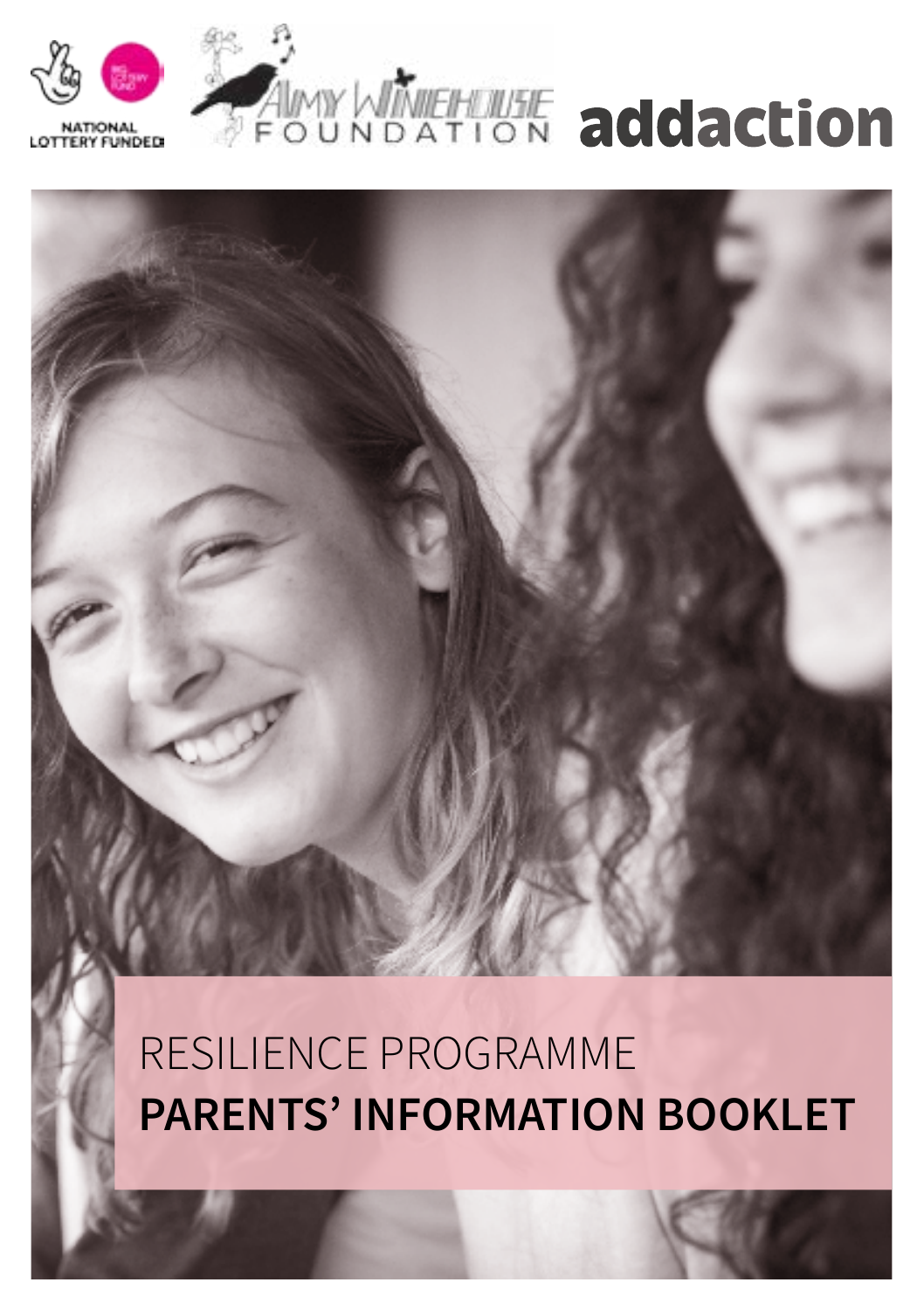NATIONAL LOTTERY FUNDED

AMY WINEHOUSE FOUNDATION

addaction

RESILIENCE PROGRAMME

# PARENTS' INFORMATION BOOKLET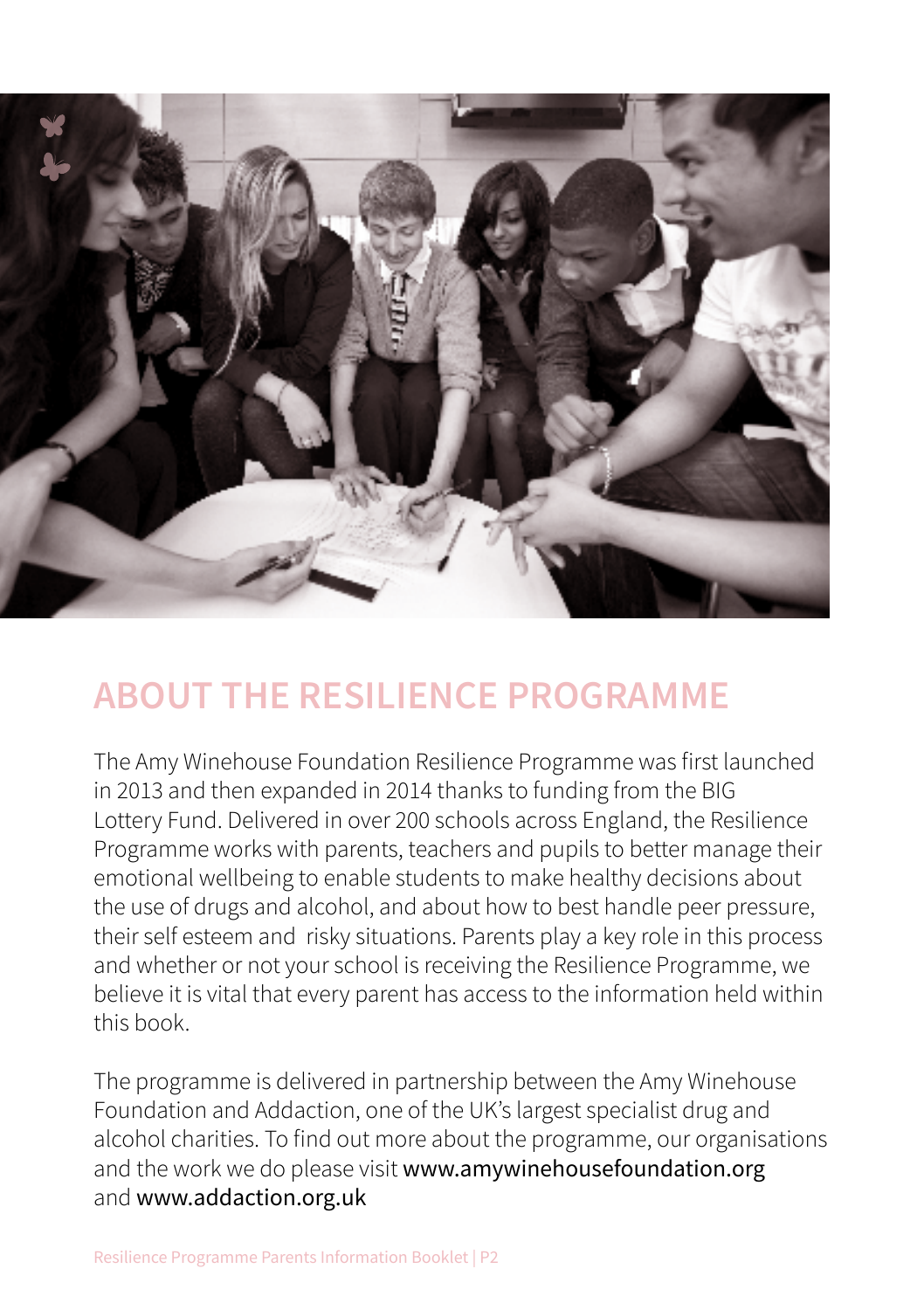## ABOUT THE RESILIENCE PROGRAMME

The Amy Winehouse Foundation Resilience Programme was first launched in 2013 and then expanded in 2014 thanks to funding from the BIG Lottery Fund. Delivered in over 200 schools across England, the Resilience Programme works with parents, teachers and pupils to better manage their emotional wellbeing to enable students to make healthy decisions about the use of drugs and alcohol, and about how to best handle peer pressure, their self esteem and risky situations. Parents play a key role in this process and whether or not your school is receiving the Resilience Programme, we believe it is vital that every parent has access to the information held within this book.

The programme is delivered in partnership between the Amy Winehouse Foundation and Addaction, one of the UK's largest specialist drug and alcohol charities. To find out more about the programme, our organisations and the work we do please visit www.amywinehousefoundation.org and www.addaction.org.uk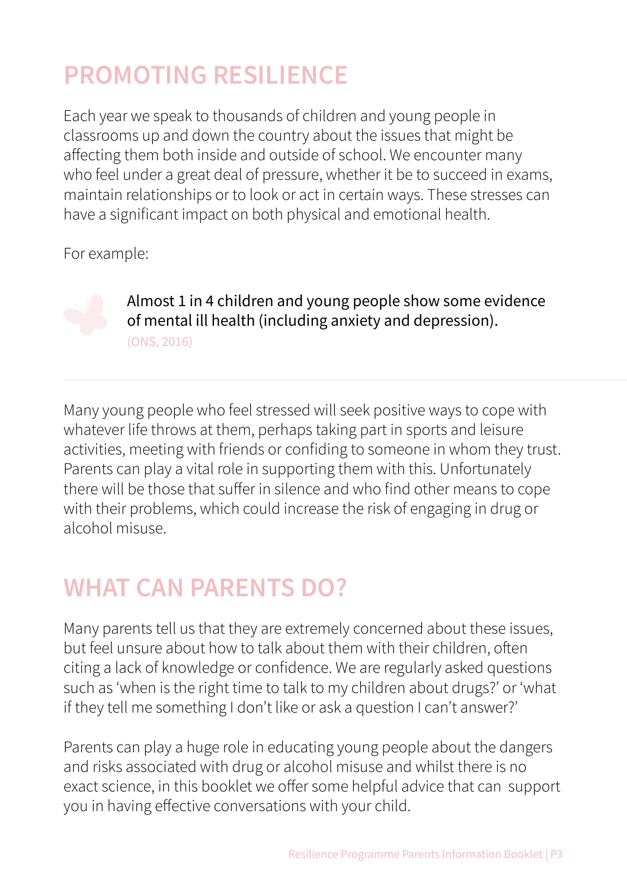# PROMOTING RESILIENCE

Each year we speak to thousands of children and young people in classrooms up and down the country about the issues that might be affecting them both inside and outside of school. We encounter many who feel under a great deal of pressure, whether it be to succeed in exams, maintain relationships or to look or act in certain ways. These stresses can have a significant impact on both physical and emotional health.

For example:

Almost 1 in 4 children and young people show some evidence of mental ill health (including anxiety and depression).
(ONS, 2016)

---

Many young people who feel stressed will seek positive ways to cope with whatever life throws at them, perhaps taking part in sports and leisure activities, meeting with friends or confiding to someone in whom they trust. Parents can play a vital role in supporting them with this. Unfortunately there will be those that suffer in silence and who find other means to cope with their problems, which could increase the risk of engaging in drug or alcohol misuse.

# WHAT CAN PARENTS DO?

Many parents tell us that they are extremely concerned about these issues, but feel unsure about how to talk about them with their children, often citing a lack of knowledge or confidence. We are regularly asked questions such as 'when is the right time to talk to my children about drugs?' or 'what if they tell me something I don't like or ask a question I can't answer?'

Parents can play a huge role in educating young people about the dangers and risks associated with drug or alcohol misuse and whilst there is no exact science, in this booklet we offer some helpful advice that can support you in having effective conversations with your child.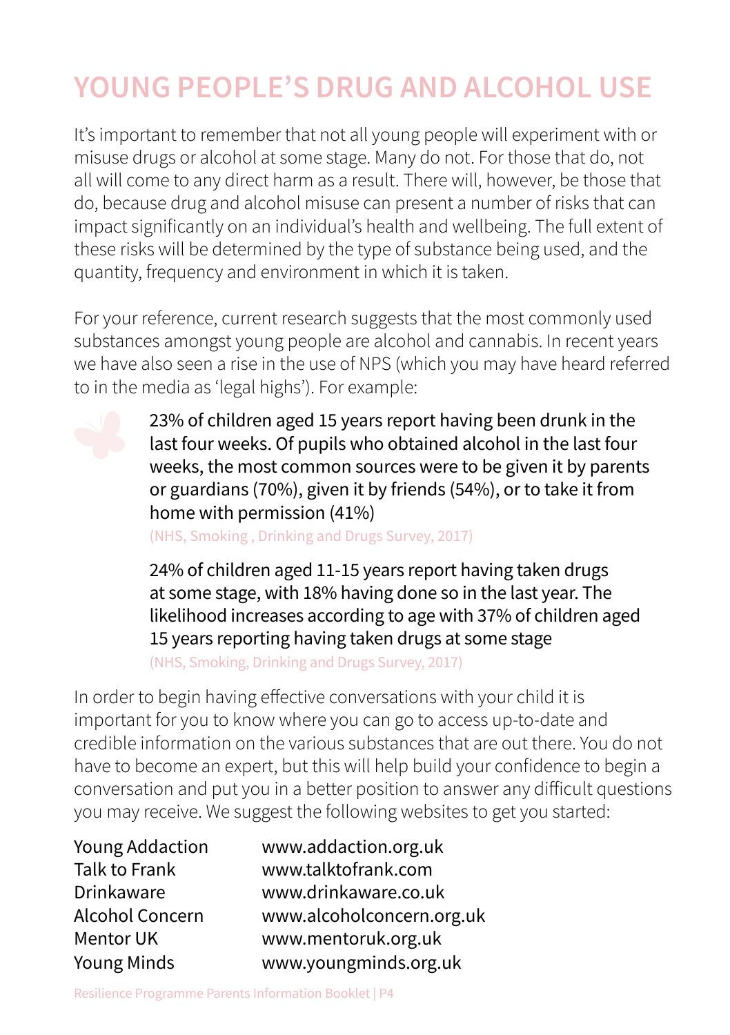// Page 4
# YOUNG PEOPLE'S DRUG AND ALCOHOL USE

It's important to remember that not all young people will experiment with or misuse drugs or alcohol at some stage. Many do not. For those that do, not all will come to any direct harm as a result. There will, however, be those that do, because drug and alcohol misuse can present a number of risks that can impact significantly on an individual's health and wellbeing. The full extent of these risks will be determined by the type of substance being used, and the quantity, frequency and environment in which it is taken.

For your reference, current research suggests that the most commonly used substances amongst young people are alcohol and cannabis. In recent years we have also seen a rise in the use of NPS (which you may have heard referred to in the media as 'legal highs'). For example:

23% of children aged 15 years report having been drunk in the last four weeks. Of pupils who obtained alcohol in the last four weeks, the most common sources were to be given it by parents or guardians (70%), given it by friends (54%), or to take it from home with permission (41%)
(NHS, Smoking , Drinking and Drugs Survey, 2017)

24% of children aged 11-15 years report having taken drugs at some stage, with 18% having done so in the last year. The likelihood increases according to age with 37% of children aged 15 years reporting having taken drugs at some stage
(NHS, Smoking, Drinking and Drugs Survey, 2017)

In order to begin having effective conversations with your child it is important for you to know where you can go to access up-to-date and credible information on the various substances that are out there. You do not have to become an expert, but this will help build your confidence to begin a conversation and put you in a better position to answer any difficult questions you may receive. We suggest the following websites to get you started:

| | |
|---|---|
| Young Addaction | www.addaction.org.uk |
| Talk to Frank | www.talktofrank.com |
| Drinkaware | www.drinkaware.co.uk |
| Alcohol Concern | www.alcoholconcern.org.uk |
| Mentor UK | www.mentoruk.org.uk |
| Young Minds | www.youngminds.org.uk |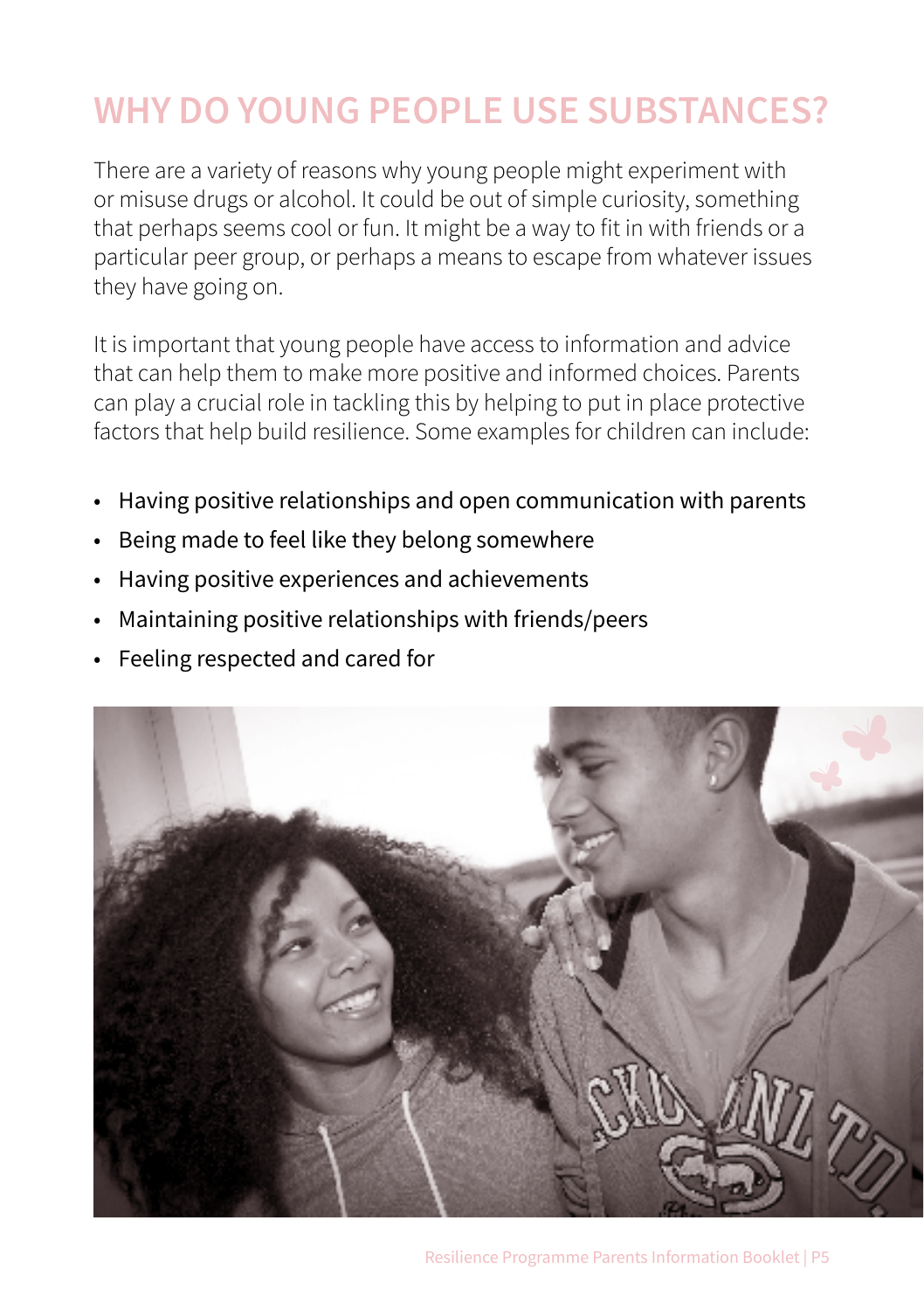# WHY DO YOUNG PEOPLE USE SUBSTANCES?

There are a variety of reasons why young people might experiment with or misuse drugs or alcohol. It could be out of simple curiosity, something that perhaps seems cool or fun. It might be a way to fit in with friends or a particular peer group, or perhaps a means to escape from whatever issues they have going on.

It is important that young people have access to information and advice that can help them to make more positive and informed choices. Parents can play a crucial role in tackling this by helping to put in place protective factors that help build resilience. Some examples for children can include:

- Having positive relationships and open communication with parents
- Being made to feel like they belong somewhere
- Having positive experiences and achievements
- Maintaining positive relationships with friends/peers
- Feeling respected and cared for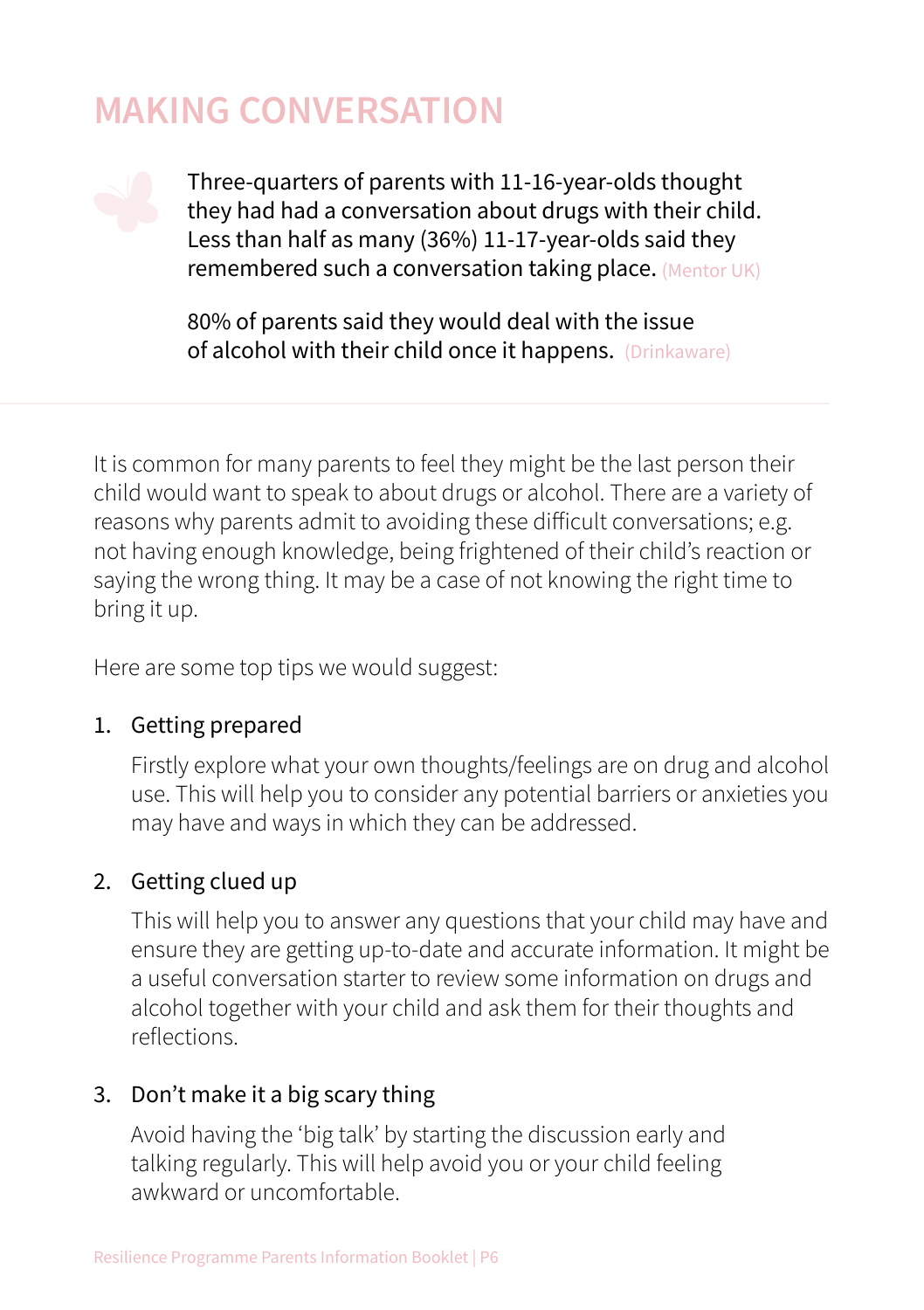# MAKING CONVERSATION

Three-quarters of parents with 11-16-year-olds thought they had had a conversation about drugs with their child. Less than half as many (36%) 11-17-year-olds said they remembered such a conversation taking place. (Mentor UK)

80% of parents said they would deal with the issue of alcohol with their child once it happens. (Drinkaware)

It is common for many parents to feel they might be the last person their child would want to speak to about drugs or alcohol. There are a variety of reasons why parents admit to avoiding these difficult conversations; e.g. not having enough knowledge, being frightened of their child's reaction or saying the wrong thing. It may be a case of not knowing the right time to bring it up.

Here are some top tips we would suggest:

1. Getting prepared

   Firstly explore what your own thoughts/feelings are on drug and alcohol use. This will help you to consider any potential barriers or anxieties you may have and ways in which they can be addressed.

2. Getting clued up

   This will help you to answer any questions that your child may have and ensure they are getting up-to-date and accurate information. It might be a useful conversation starter to review some information on drugs and alcohol together with your child and ask them for their thoughts and reflections.

3. Don't make it a big scary thing

   Avoid having the 'big talk' by starting the discussion early and talking regularly. This will help avoid you or your child feeling awkward or uncomfortable.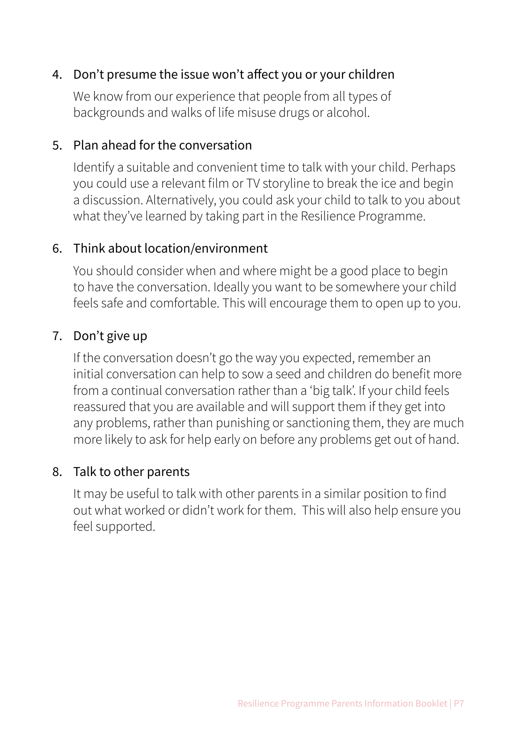4. Don't presume the issue won't affect you or your children

   We know from our experience that people from all types of backgrounds and walks of life misuse drugs or alcohol.

5. Plan ahead for the conversation

   Identify a suitable and convenient time to talk with your child. Perhaps you could use a relevant film or TV storyline to break the ice and begin a discussion. Alternatively, you could ask your child to talk to you about what they've learned by taking part in the Resilience Programme.

6. Think about location/environment

   You should consider when and where might be a good place to begin to have the conversation. Ideally you want to be somewhere your child feels safe and comfortable. This will encourage them to open up to you.

7. Don't give up

   If the conversation doesn't go the way you expected, remember an initial conversation can help to sow a seed and children do benefit more from a continual conversation rather than a 'big talk'. If your child feels reassured that you are available and will support them if they get into any problems, rather than punishing or sanctioning them, they are much more likely to ask for help early on before any problems get out of hand.

8. Talk to other parents

   It may be useful to talk with other parents in a similar position to find out what worked or didn't work for them. This will also help ensure you feel supported.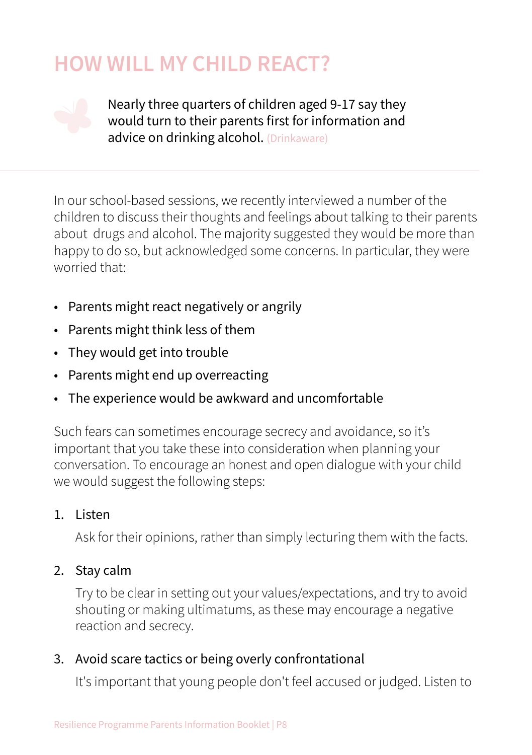# HOW WILL MY CHILD REACT?

Nearly three quarters of children aged 9-17 say they would turn to their parents first for information and advice on drinking alcohol. (Drinkaware)

In our school-based sessions, we recently interviewed a number of the children to discuss their thoughts and feelings about talking to their parents about drugs and alcohol. The majority suggested they would be more than happy to do so, but acknowledged some concerns. In particular, they were worried that:

- Parents might react negatively or angrily
- Parents might think less of them
- They would get into trouble
- Parents might end up overreacting
- The experience would be awkward and uncomfortable

Such fears can sometimes encourage secrecy and avoidance, so it's important that you take these into consideration when planning your conversation. To encourage an honest and open dialogue with your child we would suggest the following steps:

1. Listen

   Ask for their opinions, rather than simply lecturing them with the facts.

2. Stay calm

   Try to be clear in setting out your values/expectations, and try to avoid shouting or making ultimatums, as these may encourage a negative reaction and secrecy.

3. Avoid scare tactics or being overly confrontational

   It's important that young people don't feel accused or judged. Listen to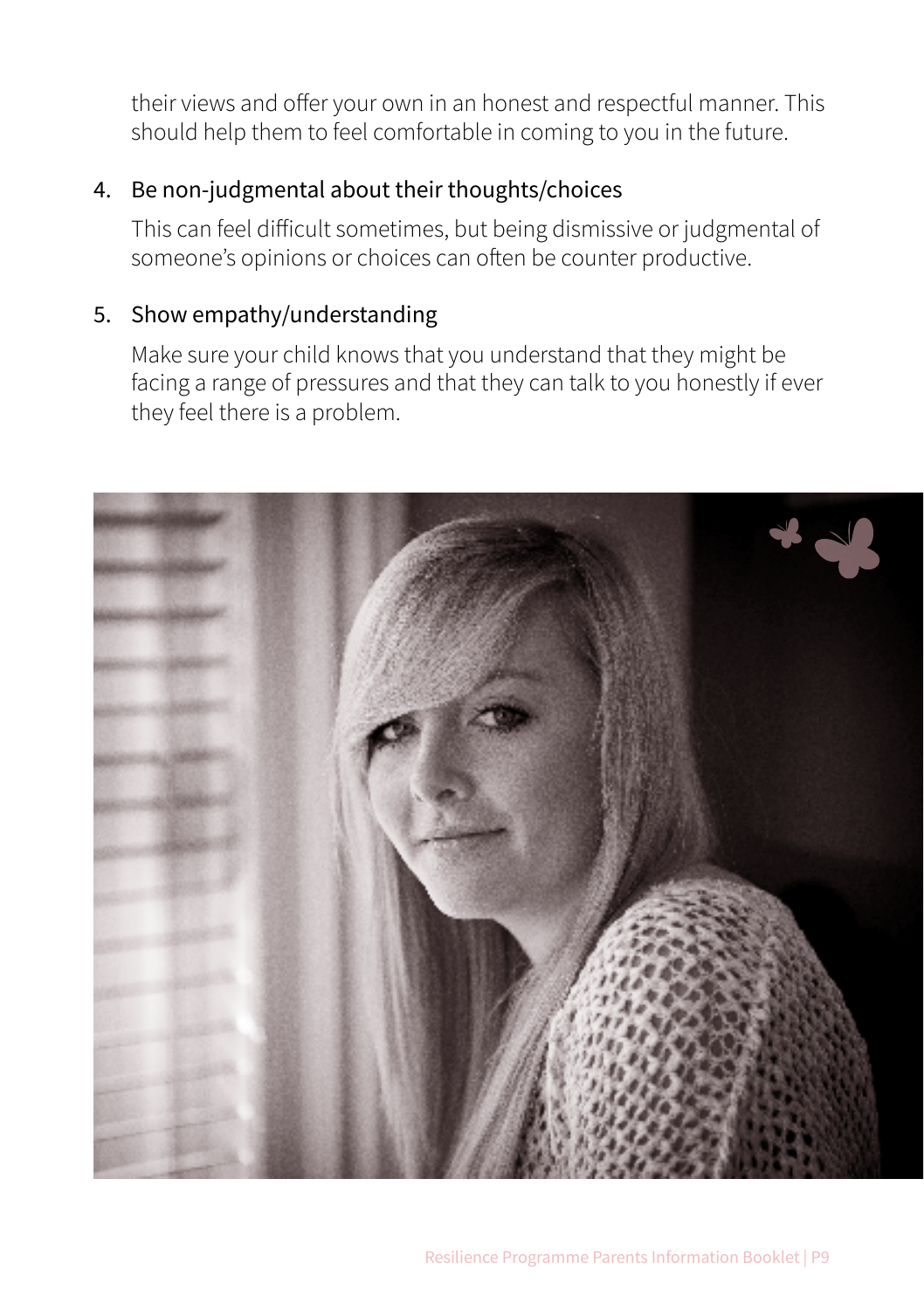their views and offer your own in an honest and respectful manner. This should help them to feel comfortable in coming to you in the future.

4. Be non-judgmental about their thoughts/choices

   This can feel difficult sometimes, but being dismissive or judgmental of someone's opinions or choices can often be counter productive.

5. Show empathy/understanding

   Make sure your child knows that you understand that they might be facing a range of pressures and that they can talk to you honestly if ever they feel there is a problem.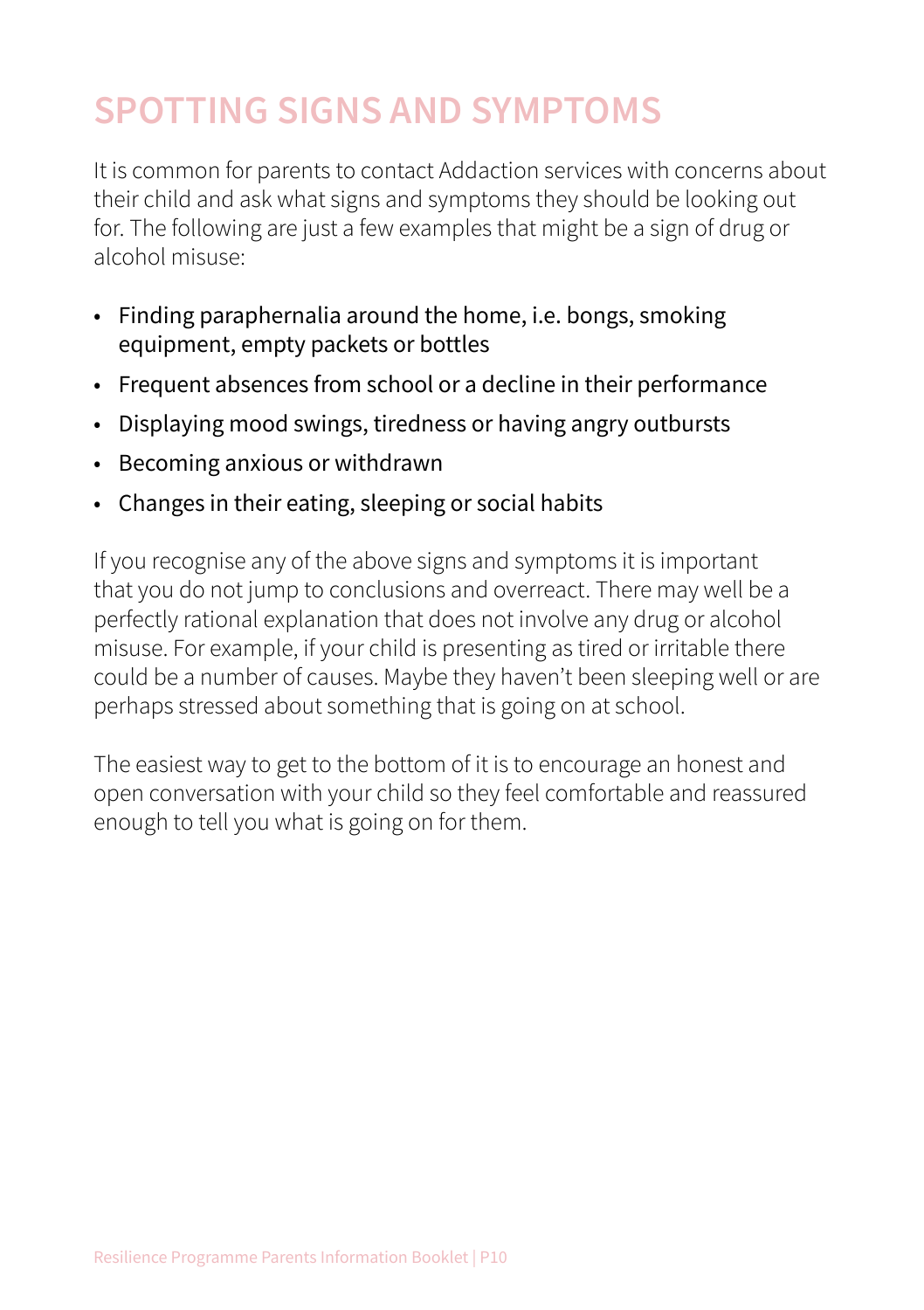# SPOTTING SIGNS AND SYMPTOMS

It is common for parents to contact Addaction services with concerns about their child and ask what signs and symptoms they should be looking out for. The following are just a few examples that might be a sign of drug or alcohol misuse:

- Finding paraphernalia around the home, i.e. bongs, smoking equipment, empty packets or bottles
- Frequent absences from school or a decline in their performance
- Displaying mood swings, tiredness or having angry outbursts
- Becoming anxious or withdrawn
- Changes in their eating, sleeping or social habits

If you recognise any of the above signs and symptoms it is important that you do not jump to conclusions and overreact. There may well be a perfectly rational explanation that does not involve any drug or alcohol misuse. For example, if your child is presenting as tired or irritable there could be a number of causes. Maybe they haven't been sleeping well or are perhaps stressed about something that is going on at school.

The easiest way to get to the bottom of it is to encourage an honest and open conversation with your child so they feel comfortable and reassured enough to tell you what is going on for them.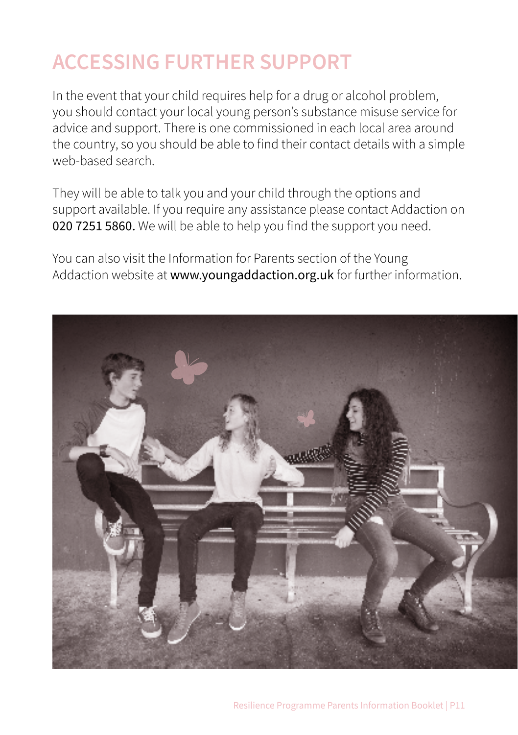# ACCESSING FURTHER SUPPORT

In the event that your child requires help for a drug or alcohol problem, you should contact your local young person's substance misuse service for advice and support. There is one commissioned in each local area around the country, so you should be able to find their contact details with a simple web-based search.

They will be able to talk you and your child through the options and support available. If you require any assistance please contact Addaction on **020 7251 5860.** We will be able to help you find the support you need.

You can also visit the Information for Parents section of the Young Addaction website at **www.youngaddaction.org.uk** for further information.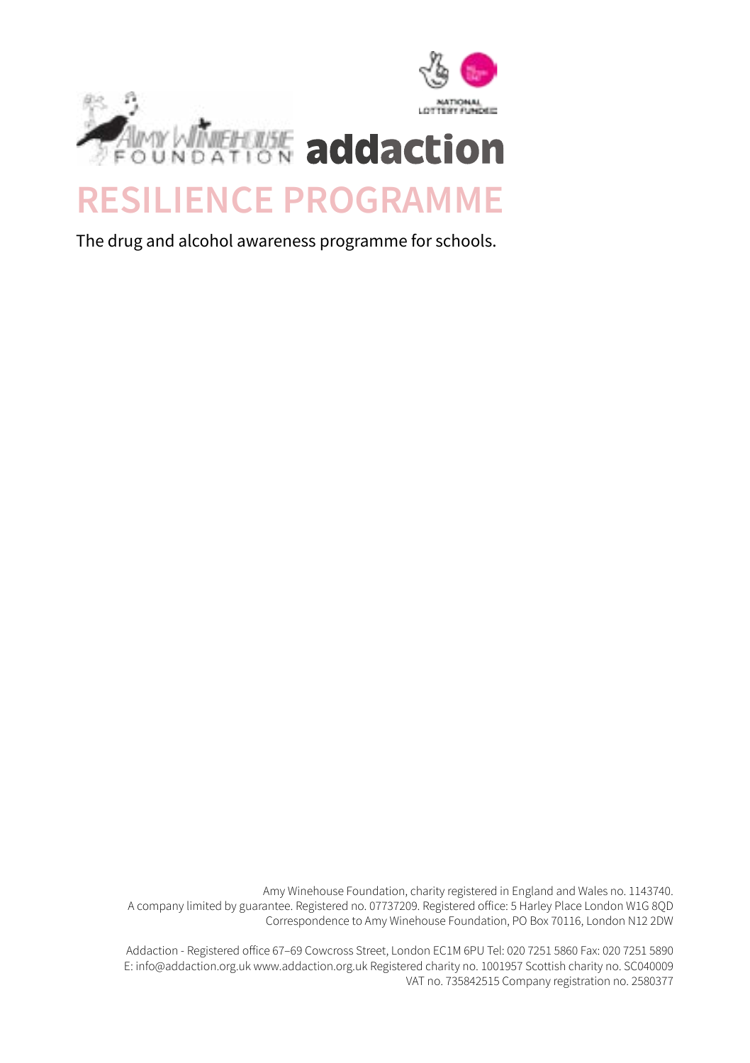Amy Winehouse Foundation addaction

# RESILIENCE PROGRAMME

The drug and alcohol awareness programme for schools.

Amy Winehouse Foundation, charity registered in England and Wales no. 1143740.
A company limited by guarantee. Registered no. 07737209. Registered office: 5 Harley Place London W1G 8QD
Correspondence to Amy Winehouse Foundation, PO Box 70116, London N12 2DW

Addaction - Registered office 67–69 Cowcross Street, London EC1M 6PU Tel: 020 7251 5860 Fax: 020 7251 5890
E: info@addaction.org.uk www.addaction.org.uk Registered charity no. 1001957 Scottish charity no. SC040009
VAT no. 735842515 Company registration no. 2580377